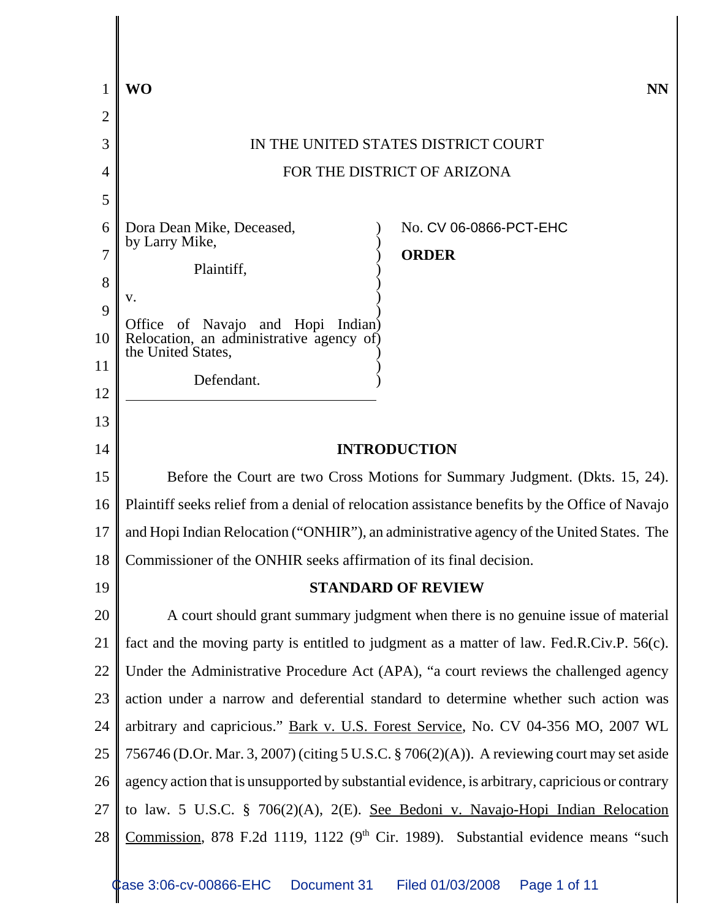**WO** **NN**

IN THE UNITED STATES DISTRICT COURT

FOR THE DISTRICT OF ARIZONA

Dora Dean Mike, Deceased, by Larry Mike,

Plaintiff,

v.

Office of Navajo and Hopi Indian Relocation, an administrative agency of the United States,

Defendant.

No. CV 06-0866-PCT-EHC

**ORDER**

## INTRODUCTION

Before the Court are two Cross Motions for Summary Judgment. (Dkts. 15, 24). Plaintiff seeks relief from a denial of relocation assistance benefits by the Office of Navajo and Hopi Indian Relocation ("ONHIR"), an administrative agency of the United States. The Commissioner of the ONHIR seeks affirmation of its final decision.

## STANDARD OF REVIEW

A court should grant summary judgment when there is no genuine issue of material fact and the moving party is entitled to judgment as a matter of law. Fed.R.Civ.P. 56(c). Under the Administrative Procedure Act (APA), "a court reviews the challenged agency action under a narrow and deferential standard to determine whether such action was arbitrary and capricious." Bark v. U.S. Forest Service, No. CV 04-356 MO, 2007 WL 756746 (D.Or. Mar. 3, 2007) (citing 5 U.S.C. § 706(2)(A)). A reviewing court may set aside agency action that is unsupported by substantial evidence, is arbitrary, capricious or contrary to law. 5 U.S.C. § 706(2)(A), 2(E). See Bedoni v. Navajo-Hopi Indian Relocation Commission, 878 F.2d 1119, 1122 (9th Cir. 1989). Substantial evidence means "such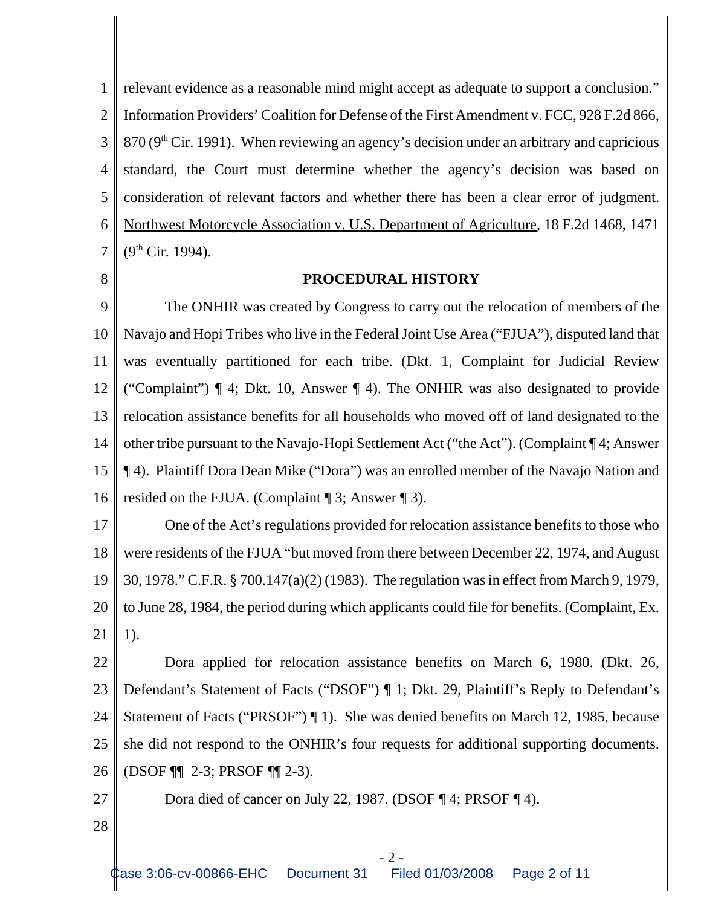relevant evidence as a reasonable mind might accept as adequate to support a conclusion." Information Providers' Coalition for Defense of the First Amendment v. FCC, 928 F.2d 866, 870 (9th Cir. 1991). When reviewing an agency's decision under an arbitrary and capricious standard, the Court must determine whether the agency's decision was based on consideration of relevant factors and whether there has been a clear error of judgment. Northwest Motorcycle Association v. U.S. Department of Agriculture, 18 F.2d 1468, 1471 (9th Cir. 1994).

## PROCEDURAL HISTORY

The ONHIR was created by Congress to carry out the relocation of members of the Navajo and Hopi Tribes who live in the Federal Joint Use Area ("FJUA"), disputed land that was eventually partitioned for each tribe. (Dkt. 1, Complaint for Judicial Review ("Complaint") ¶ 4; Dkt. 10, Answer ¶ 4). The ONHIR was also designated to provide relocation assistance benefits for all households who moved off of land designated to the other tribe pursuant to the Navajo-Hopi Settlement Act ("the Act"). (Complaint ¶ 4; Answer ¶ 4). Plaintiff Dora Dean Mike ("Dora") was an enrolled member of the Navajo Nation and resided on the FJUA. (Complaint ¶ 3; Answer ¶ 3).

One of the Act's regulations provided for relocation assistance benefits to those who were residents of the FJUA "but moved from there between December 22, 1974, and August 30, 1978." C.F.R. § 700.147(a)(2) (1983). The regulation was in effect from March 9, 1979, to June 28, 1984, the period during which applicants could file for benefits. (Complaint, Ex. 1).

Dora applied for relocation assistance benefits on March 6, 1980. (Dkt. 26, Defendant's Statement of Facts ("DSOF") ¶ 1; Dkt. 29, Plaintiff's Reply to Defendant's Statement of Facts ("PRSOF") ¶ 1). She was denied benefits on March 12, 1985, because she did not respond to the ONHIR's four requests for additional supporting documents. (DSOF ¶¶ 2-3; PRSOF ¶¶ 2-3).

Dora died of cancer on July 22, 1987. (DSOF ¶ 4; PRSOF ¶ 4).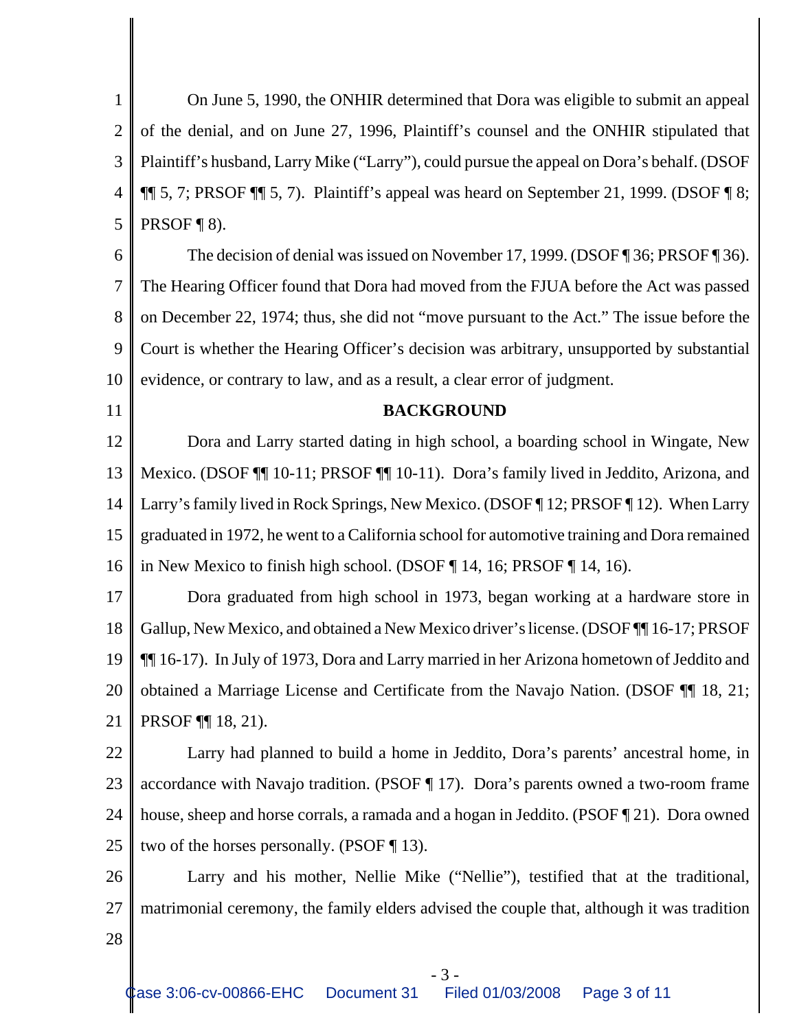On June 5, 1990, the ONHIR determined that Dora was eligible to submit an appeal of the denial, and on June 27, 1996, Plaintiff's counsel and the ONHIR stipulated that Plaintiff's husband, Larry Mike ("Larry"), could pursue the appeal on Dora's behalf. (DSOF ¶¶ 5, 7; PRSOF ¶¶ 5, 7). Plaintiff's appeal was heard on September 21, 1999. (DSOF ¶ 8; PRSOF ¶ 8).

The decision of denial was issued on November 17, 1999. (DSOF ¶ 36; PRSOF ¶ 36). The Hearing Officer found that Dora had moved from the FJUA before the Act was passed on December 22, 1974; thus, she did not "move pursuant to the Act." The issue before the Court is whether the Hearing Officer's decision was arbitrary, unsupported by substantial evidence, or contrary to law, and as a result, a clear error of judgment.

**BACKGROUND**

Dora and Larry started dating in high school, a boarding school in Wingate, New Mexico. (DSOF ¶¶ 10-11; PRSOF ¶¶ 10-11). Dora's family lived in Jeddito, Arizona, and Larry's family lived in Rock Springs, New Mexico. (DSOF ¶ 12; PRSOF ¶ 12). When Larry graduated in 1972, he went to a California school for automotive training and Dora remained in New Mexico to finish high school. (DSOF ¶ 14, 16; PRSOF ¶ 14, 16).

Dora graduated from high school in 1973, began working at a hardware store in Gallup, New Mexico, and obtained a New Mexico driver's license. (DSOF ¶¶ 16-17; PRSOF ¶¶ 16-17). In July of 1973, Dora and Larry married in her Arizona hometown of Jeddito and obtained a Marriage License and Certificate from the Navajo Nation. (DSOF ¶¶ 18, 21; PRSOF ¶¶ 18, 21).

Larry had planned to build a home in Jeddito, Dora's parents' ancestral home, in accordance with Navajo tradition. (PSOF ¶ 17). Dora's parents owned a two-room frame house, sheep and horse corrals, a ramada and a hogan in Jeddito. (PSOF ¶ 21). Dora owned two of the horses personally. (PSOF ¶ 13).

Larry and his mother, Nellie Mike ("Nellie"), testified that at the traditional, matrimonial ceremony, the family elders advised the couple that, although it was tradition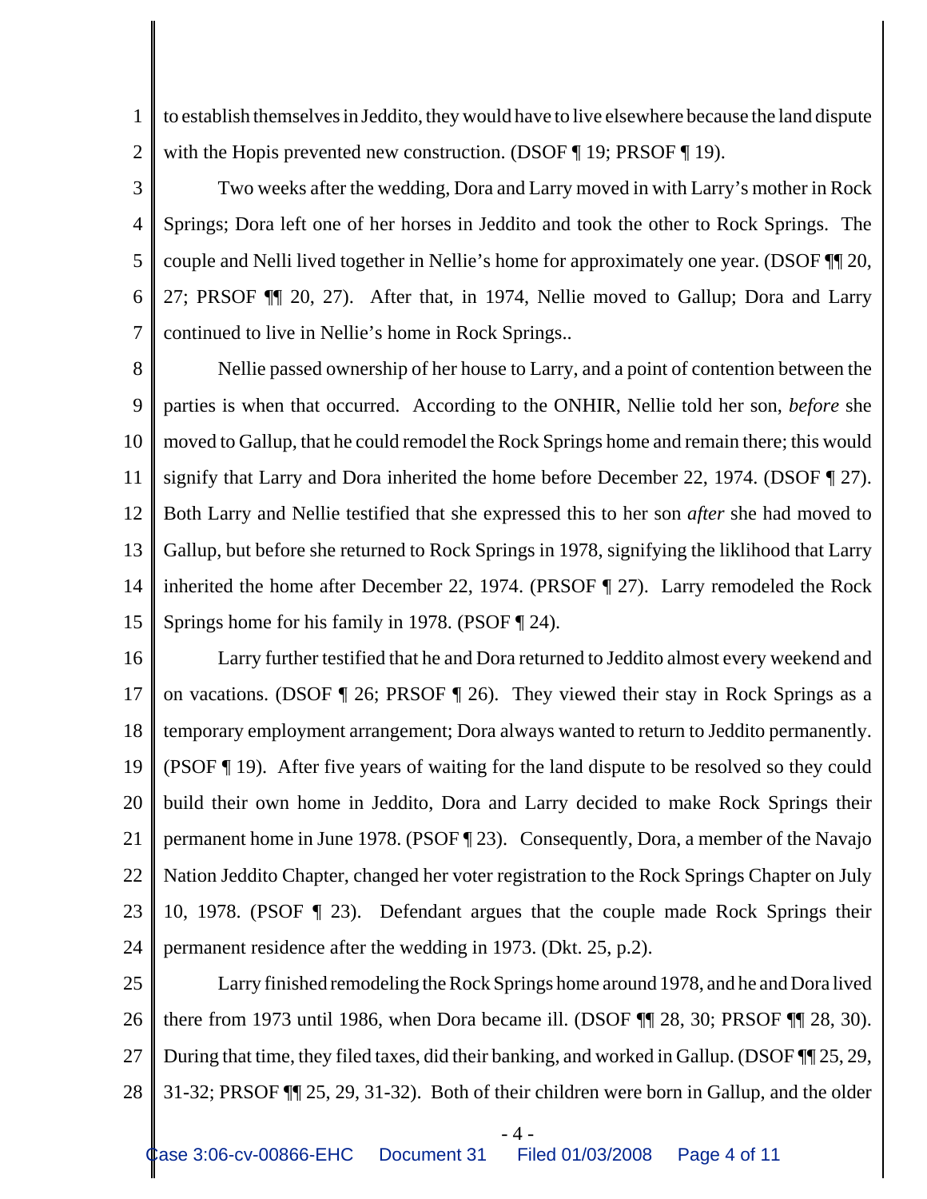to establish themselves in Jeddito, they would have to live elsewhere because the land dispute with the Hopis prevented new construction. (DSOF ¶ 19; PRSOF ¶ 19).

Two weeks after the wedding, Dora and Larry moved in with Larry's mother in Rock Springs; Dora left one of her horses in Jeddito and took the other to Rock Springs. The couple and Nelli lived together in Nellie's home for approximately one year. (DSOF ¶¶ 20, 27; PRSOF ¶¶ 20, 27). After that, in 1974, Nellie moved to Gallup; Dora and Larry continued to live in Nellie's home in Rock Springs..

Nellie passed ownership of her house to Larry, and a point of contention between the parties is when that occurred. According to the ONHIR, Nellie told her son, *before* she moved to Gallup, that he could remodel the Rock Springs home and remain there; this would signify that Larry and Dora inherited the home before December 22, 1974. (DSOF ¶ 27). Both Larry and Nellie testified that she expressed this to her son *after* she had moved to Gallup, but before she returned to Rock Springs in 1978, signifying the liklihood that Larry inherited the home after December 22, 1974. (PRSOF ¶ 27). Larry remodeled the Rock Springs home for his family in 1978. (PSOF ¶ 24).

Larry further testified that he and Dora returned to Jeddito almost every weekend and on vacations. (DSOF ¶ 26; PRSOF ¶ 26). They viewed their stay in Rock Springs as a temporary employment arrangement; Dora always wanted to return to Jeddito permanently. (PSOF ¶ 19). After five years of waiting for the land dispute to be resolved so they could build their own home in Jeddito, Dora and Larry decided to make Rock Springs their permanent home in June 1978. (PSOF ¶ 23). Consequently, Dora, a member of the Navajo Nation Jeddito Chapter, changed her voter registration to the Rock Springs Chapter on July 10, 1978. (PSOF ¶ 23). Defendant argues that the couple made Rock Springs their permanent residence after the wedding in 1973. (Dkt. 25, p.2).

Larry finished remodeling the Rock Springs home around 1978, and he and Dora lived there from 1973 until 1986, when Dora became ill. (DSOF ¶¶ 28, 30; PRSOF ¶¶ 28, 30). During that time, they filed taxes, did their banking, and worked in Gallup. (DSOF ¶¶ 25, 29, 31-32; PRSOF ¶¶ 25, 29, 31-32). Both of their children were born in Gallup, and the older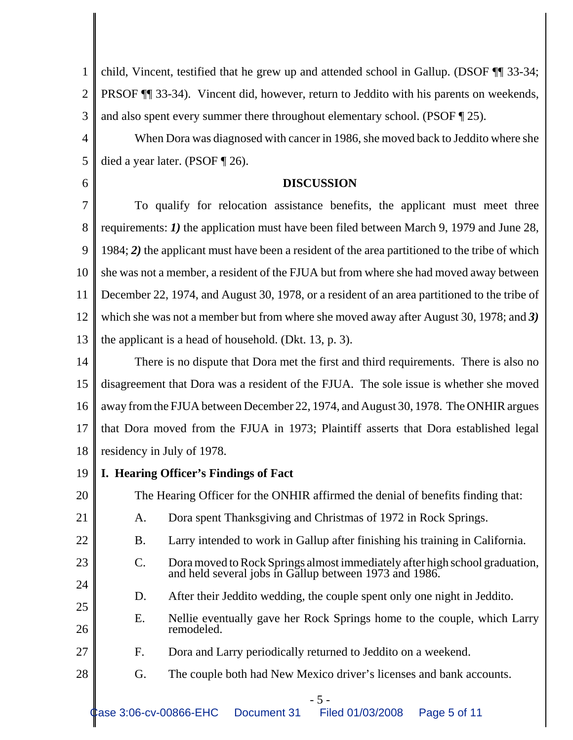child, Vincent, testified that he grew up and attended school in Gallup. (DSOF ¶¶ 33-34; PRSOF ¶¶ 33-34). Vincent did, however, return to Jeddito with his parents on weekends, and also spent every summer there throughout elementary school. (PSOF ¶ 25).

When Dora was diagnosed with cancer in 1986, she moved back to Jeddito where she died a year later. (PSOF ¶ 26).

## DISCUSSION

To qualify for relocation assistance benefits, the applicant must meet three requirements: ***1)*** the application must have been filed between March 9, 1979 and June 28, 1984; ***2)*** the applicant must have been a resident of the area partitioned to the tribe of which she was not a member, a resident of the FJUA but from where she had moved away between December 22, 1974, and August 30, 1978, or a resident of an area partitioned to the tribe of which she was not a member but from where she moved away after August 30, 1978; and ***3)*** the applicant is a head of household. (Dkt. 13, p. 3).

There is no dispute that Dora met the first and third requirements. There is also no disagreement that Dora was a resident of the FJUA. The sole issue is whether she moved away from the FJUA between December 22, 1974, and August 30, 1978. The ONHIR argues that Dora moved from the FJUA in 1973; Plaintiff asserts that Dora established legal residency in July of 1978.

### I. Hearing Officer's Findings of Fact

The Hearing Officer for the ONHIR affirmed the denial of benefits finding that:

A. Dora spent Thanksgiving and Christmas of 1972 in Rock Springs.

B. Larry intended to work in Gallup after finishing his training in California.

C. Dora moved to Rock Springs almost immediately after high school graduation, and held several jobs in Gallup between 1973 and 1986.

D. After their Jeddito wedding, the couple spent only one night in Jeddito.

E. Nellie eventually gave her Rock Springs home to the couple, which Larry remodeled.

F. Dora and Larry periodically returned to Jeddito on a weekend.

G. The couple both had New Mexico driver's licenses and bank accounts.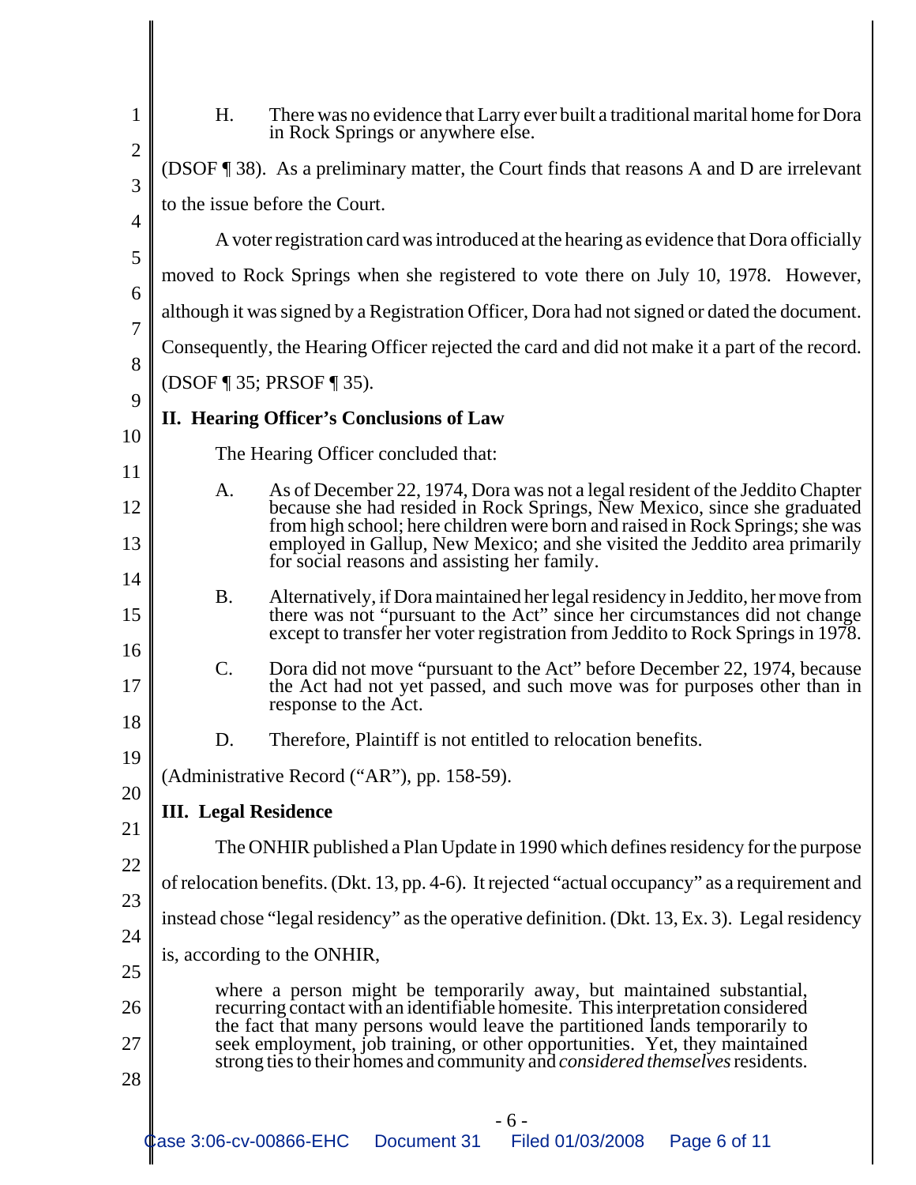H. There was no evidence that Larry ever built a traditional marital home for Dora in Rock Springs or anywhere else.

(DSOF ¶ 38). As a preliminary matter, the Court finds that reasons A and D are irrelevant to the issue before the Court.

A voter registration card was introduced at the hearing as evidence that Dora officially moved to Rock Springs when she registered to vote there on July 10, 1978. However, although it was signed by a Registration Officer, Dora had not signed or dated the document. Consequently, the Hearing Officer rejected the card and did not make it a part of the record. (DSOF ¶ 35; PRSOF ¶ 35).

## II. Hearing Officer's Conclusions of Law

The Hearing Officer concluded that:

A. As of December 22, 1974, Dora was not a legal resident of the Jeddito Chapter because she had resided in Rock Springs, New Mexico, since she graduated from high school; here children were born and raised in Rock Springs; she was employed in Gallup, New Mexico; and she visited the Jeddito area primarily for social reasons and assisting her family.

B. Alternatively, if Dora maintained her legal residency in Jeddito, her move from there was not "pursuant to the Act" since her circumstances did not change except to transfer her voter registration from Jeddito to Rock Springs in 1978.

C. Dora did not move "pursuant to the Act" before December 22, 1974, because the Act had not yet passed, and such move was for purposes other than in response to the Act.

D. Therefore, Plaintiff is not entitled to relocation benefits.

(Administrative Record ("AR"), pp. 158-59).

## III. Legal Residence

The ONHIR published a Plan Update in 1990 which defines residency for the purpose of relocation benefits. (Dkt. 13, pp. 4-6). It rejected "actual occupancy" as a requirement and instead chose "legal residency" as the operative definition. (Dkt. 13, Ex. 3). Legal residency is, according to the ONHIR,

> where a person might be temporarily away, but maintained substantial, recurring contact with an identifiable homesite. This interpretation considered the fact that many persons would leave the partitioned lands temporarily to seek employment, job training, or other opportunities. Yet, they maintained strong ties to their homes and community and *considered themselves* residents.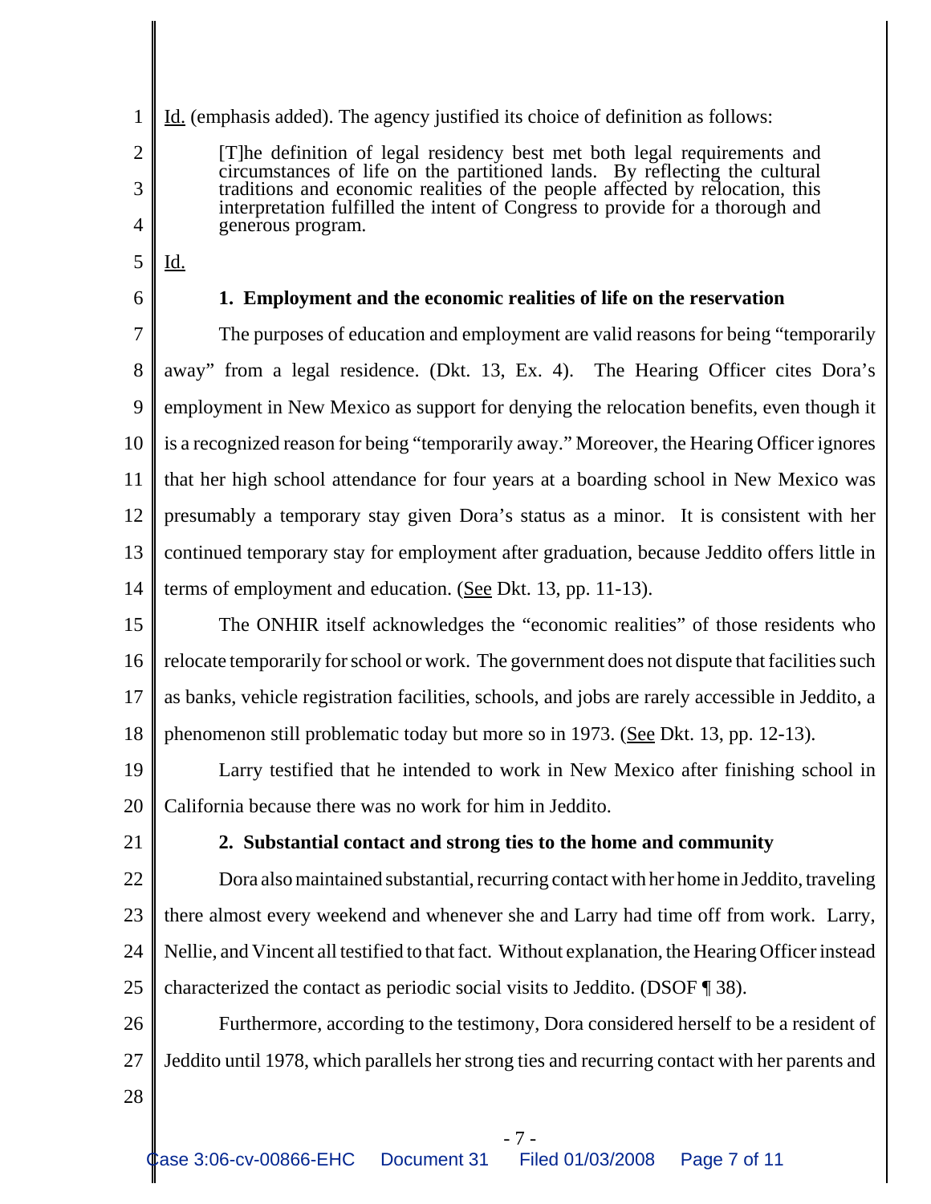Id. (emphasis added). The agency justified its choice of definition as follows:

> [T]he definition of legal residency best met both legal requirements and circumstances of life on the partitioned lands. By reflecting the cultural traditions and economic realities of the people affected by relocation, this interpretation fulfilled the intent of Congress to provide for a thorough and generous program.

Id.

### 1. Employment and the economic realities of life on the reservation

The purposes of education and employment are valid reasons for being "temporarily away" from a legal residence. (Dkt. 13, Ex. 4). The Hearing Officer cites Dora's employment in New Mexico as support for denying the relocation benefits, even though it is a recognized reason for being "temporarily away." Moreover, the Hearing Officer ignores that her high school attendance for four years at a boarding school in New Mexico was presumably a temporary stay given Dora's status as a minor. It is consistent with her continued temporary stay for employment after graduation, because Jeddito offers little in terms of employment and education. (See Dkt. 13, pp. 11-13).

The ONHIR itself acknowledges the "economic realities" of those residents who relocate temporarily for school or work. The government does not dispute that facilities such as banks, vehicle registration facilities, schools, and jobs are rarely accessible in Jeddito, a phenomenon still problematic today but more so in 1973. (See Dkt. 13, pp. 12-13).

Larry testified that he intended to work in New Mexico after finishing school in California because there was no work for him in Jeddito.

### 2. Substantial contact and strong ties to the home and community

Dora also maintained substantial, recurring contact with her home in Jeddito, traveling there almost every weekend and whenever she and Larry had time off from work. Larry, Nellie, and Vincent all testified to that fact. Without explanation, the Hearing Officer instead characterized the contact as periodic social visits to Jeddito. (DSOF ¶ 38).

Furthermore, according to the testimony, Dora considered herself to be a resident of Jeddito until 1978, which parallels her strong ties and recurring contact with her parents and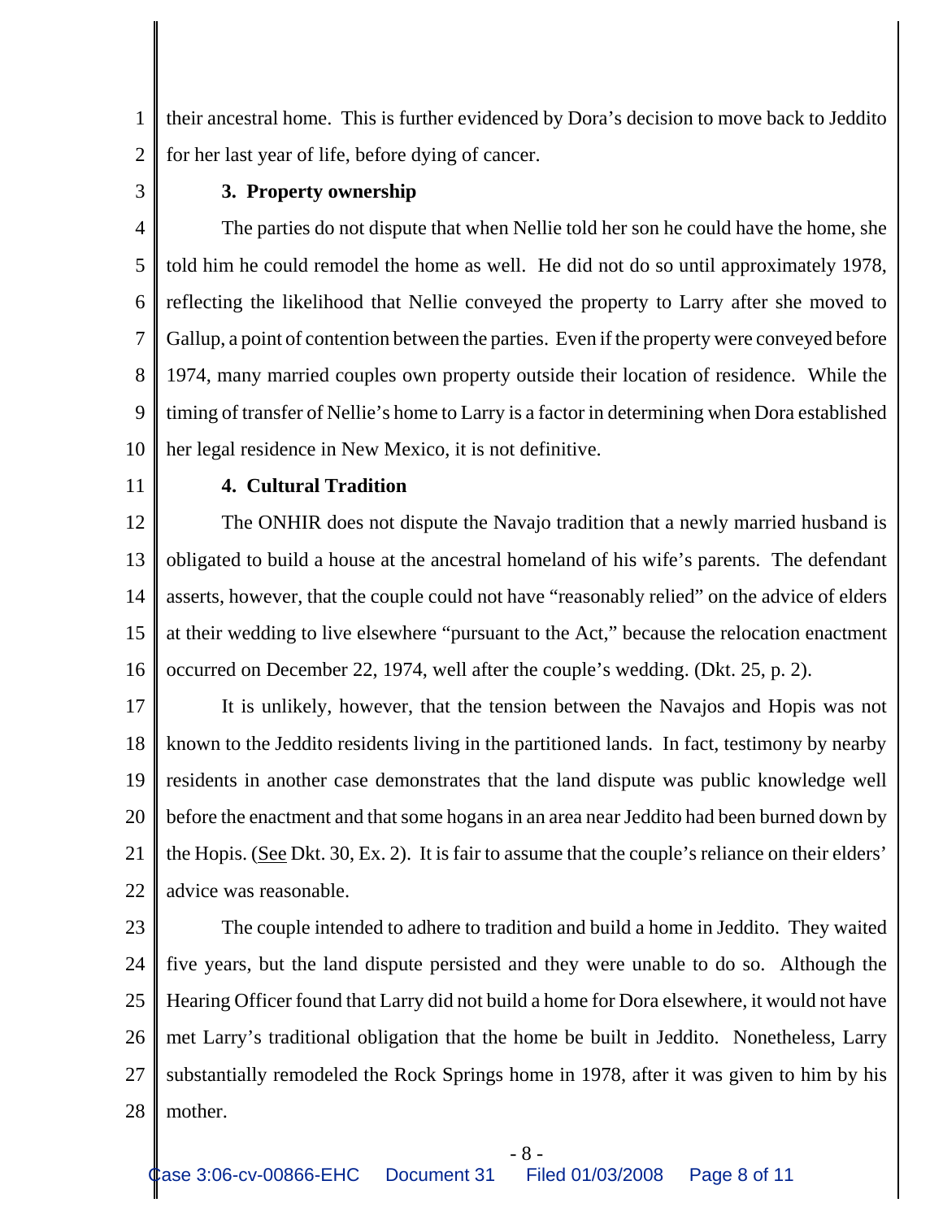their ancestral home. This is further evidenced by Dora's decision to move back to Jeddito for her last year of life, before dying of cancer.

**3. Property ownership**

The parties do not dispute that when Nellie told her son he could have the home, she told him he could remodel the home as well. He did not do so until approximately 1978, reflecting the likelihood that Nellie conveyed the property to Larry after she moved to Gallup, a point of contention between the parties. Even if the property were conveyed before 1974, many married couples own property outside their location of residence. While the timing of transfer of Nellie's home to Larry is a factor in determining when Dora established her legal residence in New Mexico, it is not definitive.

**4. Cultural Tradition**

The ONHIR does not dispute the Navajo tradition that a newly married husband is obligated to build a house at the ancestral homeland of his wife's parents. The defendant asserts, however, that the couple could not have "reasonably relied" on the advice of elders at their wedding to live elsewhere "pursuant to the Act," because the relocation enactment occurred on December 22, 1974, well after the couple's wedding. (Dkt. 25, p. 2).

It is unlikely, however, that the tension between the Navajos and Hopis was not known to the Jeddito residents living in the partitioned lands. In fact, testimony by nearby residents in another case demonstrates that the land dispute was public knowledge well before the enactment and that some hogans in an area near Jeddito had been burned down by the Hopis. (See Dkt. 30, Ex. 2). It is fair to assume that the couple's reliance on their elders' advice was reasonable.

The couple intended to adhere to tradition and build a home in Jeddito. They waited five years, but the land dispute persisted and they were unable to do so. Although the Hearing Officer found that Larry did not build a home for Dora elsewhere, it would not have met Larry's traditional obligation that the home be built in Jeddito. Nonetheless, Larry substantially remodeled the Rock Springs home in 1978, after it was given to him by his mother.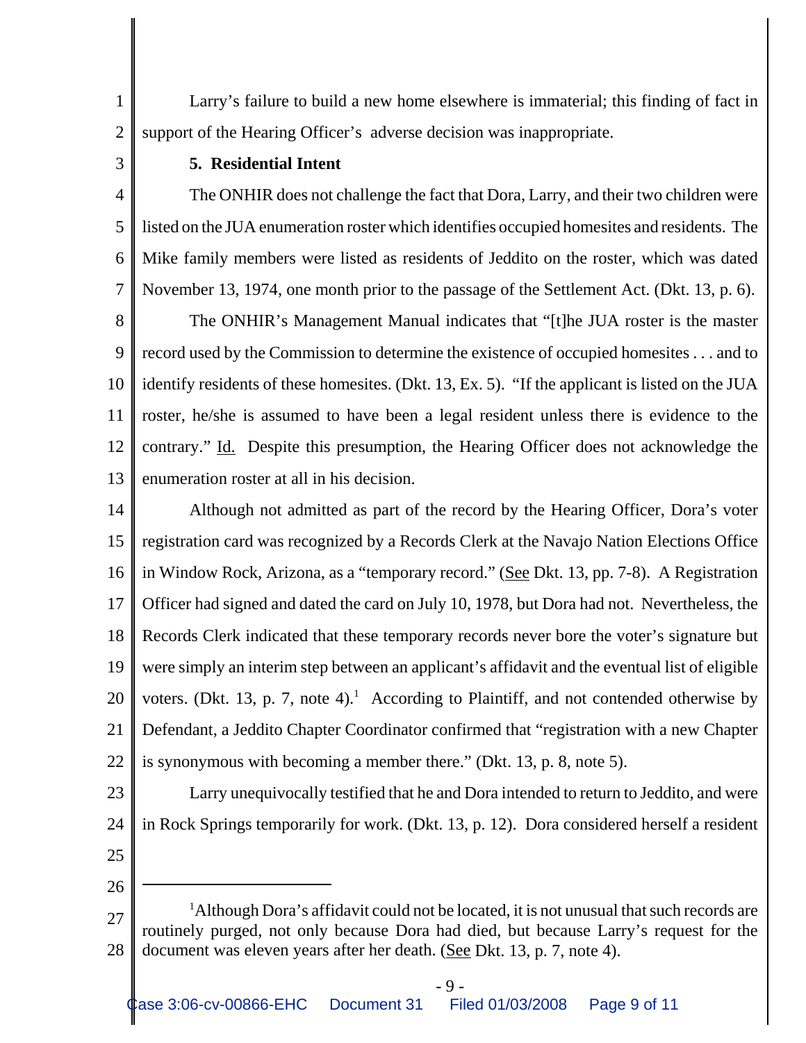Larry's failure to build a new home elsewhere is immaterial; this finding of fact in support of the Hearing Officer's adverse decision was inappropriate.

**5. Residential Intent**

The ONHIR does not challenge the fact that Dora, Larry, and their two children were listed on the JUA enumeration roster which identifies occupied homesites and residents. The Mike family members were listed as residents of Jeddito on the roster, which was dated November 13, 1974, one month prior to the passage of the Settlement Act. (Dkt. 13, p. 6).

The ONHIR's Management Manual indicates that "[t]he JUA roster is the master record used by the Commission to determine the existence of occupied homesites . . . and to identify residents of these homesites. (Dkt. 13, Ex. 5). "If the applicant is listed on the JUA roster, he/she is assumed to have been a legal resident unless there is evidence to the contrary." Id. Despite this presumption, the Hearing Officer does not acknowledge the enumeration roster at all in his decision.

Although not admitted as part of the record by the Hearing Officer, Dora's voter registration card was recognized by a Records Clerk at the Navajo Nation Elections Office in Window Rock, Arizona, as a "temporary record." (See Dkt. 13, pp. 7-8). A Registration Officer had signed and dated the card on July 10, 1978, but Dora had not. Nevertheless, the Records Clerk indicated that these temporary records never bore the voter's signature but were simply an interim step between an applicant's affidavit and the eventual list of eligible voters. (Dkt. 13, p. 7, note 4).[1] According to Plaintiff, and not contended otherwise by Defendant, a Jeddito Chapter Coordinator confirmed that "registration with a new Chapter is synonymous with becoming a member there." (Dkt. 13, p. 8, note 5).

Larry unequivocally testified that he and Dora intended to return to Jeddito, and were in Rock Springs temporarily for work. (Dkt. 13, p. 12). Dora considered herself a resident

---

[1] Although Dora's affidavit could not be located, it is not unusual that such records are routinely purged, not only because Dora had died, but because Larry's request for the document was eleven years after her death. (See Dkt. 13, p. 7, note 4).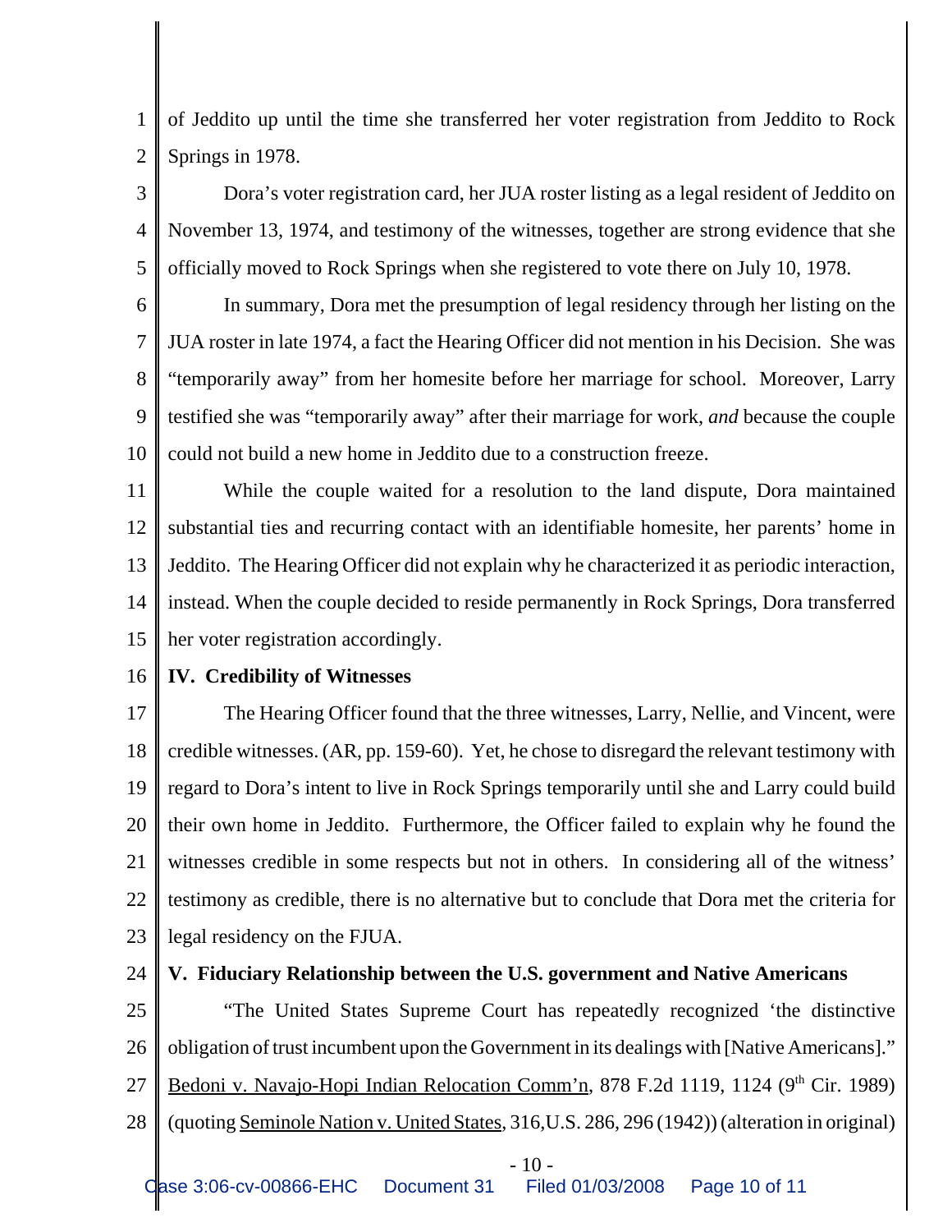of Jeddito up until the time she transferred her voter registration from Jeddito to Rock Springs in 1978.

Dora's voter registration card, her JUA roster listing as a legal resident of Jeddito on November 13, 1974, and testimony of the witnesses, together are strong evidence that she officially moved to Rock Springs when she registered to vote there on July 10, 1978.

In summary, Dora met the presumption of legal residency through her listing on the JUA roster in late 1974, a fact the Hearing Officer did not mention in his Decision. She was "temporarily away" from her homesite before her marriage for school. Moreover, Larry testified she was "temporarily away" after their marriage for work, *and* because the couple could not build a new home in Jeddito due to a construction freeze.

While the couple waited for a resolution to the land dispute, Dora maintained substantial ties and recurring contact with an identifiable homesite, her parents' home in Jeddito. The Hearing Officer did not explain why he characterized it as periodic interaction, instead. When the couple decided to reside permanently in Rock Springs, Dora transferred her voter registration accordingly.

**IV. Credibility of Witnesses**

The Hearing Officer found that the three witnesses, Larry, Nellie, and Vincent, were credible witnesses. (AR, pp. 159-60). Yet, he chose to disregard the relevant testimony with regard to Dora's intent to live in Rock Springs temporarily until she and Larry could build their own home in Jeddito. Furthermore, the Officer failed to explain why he found the witnesses credible in some respects but not in others. In considering all of the witness' testimony as credible, there is no alternative but to conclude that Dora met the criteria for legal residency on the FJUA.

**V. Fiduciary Relationship between the U.S. government and Native Americans**

"The United States Supreme Court has repeatedly recognized 'the distinctive obligation of trust incumbent upon the Government in its dealings with [Native Americans]." Bedoni v. Navajo-Hopi Indian Relocation Comm'n, 878 F.2d 1119, 1124 (9th Cir. 1989) (quoting Seminole Nation v. United States, 316,U.S. 286, 296 (1942)) (alteration in original)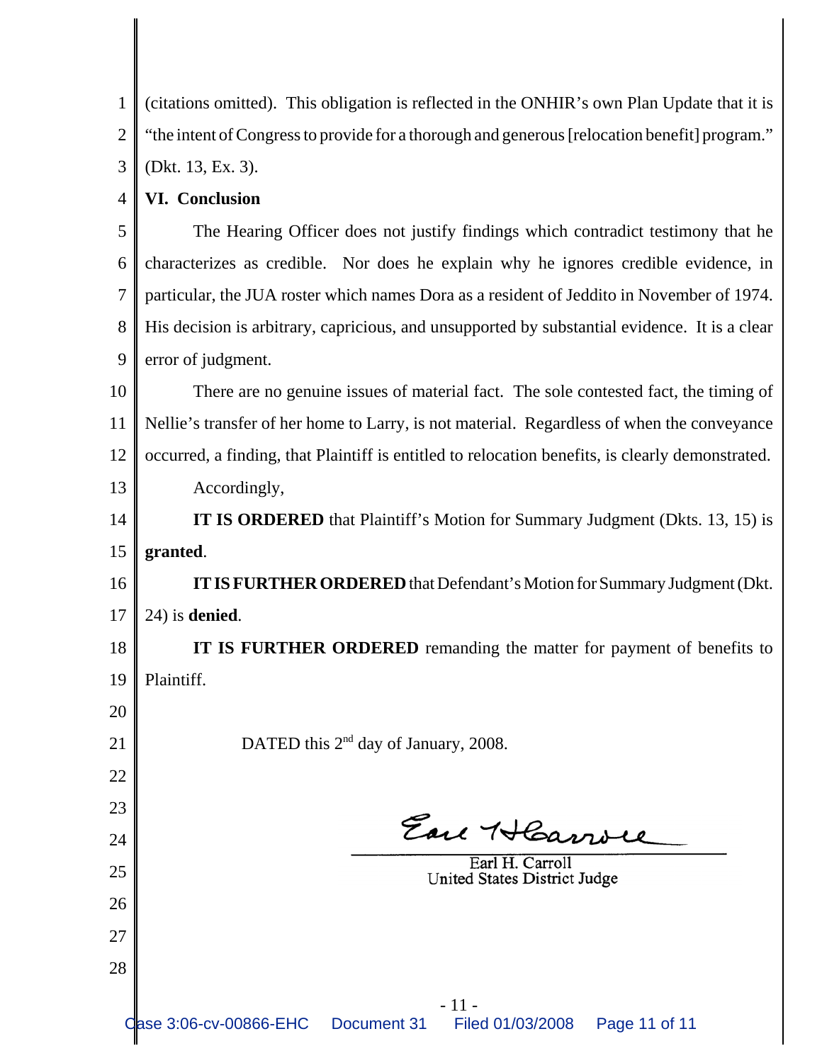(citations omitted). This obligation is reflected in the ONHIR's own Plan Update that it is "the intent of Congress to provide for a thorough and generous [relocation benefit] program." (Dkt. 13, Ex. 3).

**VI. Conclusion**

The Hearing Officer does not justify findings which contradict testimony that he characterizes as credible. Nor does he explain why he ignores credible evidence, in particular, the JUA roster which names Dora as a resident of Jeddito in November of 1974. His decision is arbitrary, capricious, and unsupported by substantial evidence. It is a clear error of judgment.

There are no genuine issues of material fact. The sole contested fact, the timing of Nellie's transfer of her home to Larry, is not material. Regardless of when the conveyance occurred, a finding, that Plaintiff is entitled to relocation benefits, is clearly demonstrated.

Accordingly,

**IT IS ORDERED** that Plaintiff's Motion for Summary Judgment (Dkts. 13, 15) is **granted**.

**IT IS FURTHER ORDERED** that Defendant's Motion for Summary Judgment (Dkt. 24) is **denied**.

**IT IS FURTHER ORDERED** remanding the matter for payment of benefits to Plaintiff.

DATED this 2nd day of January, 2008.

Earl H. Carroll
United States District Judge